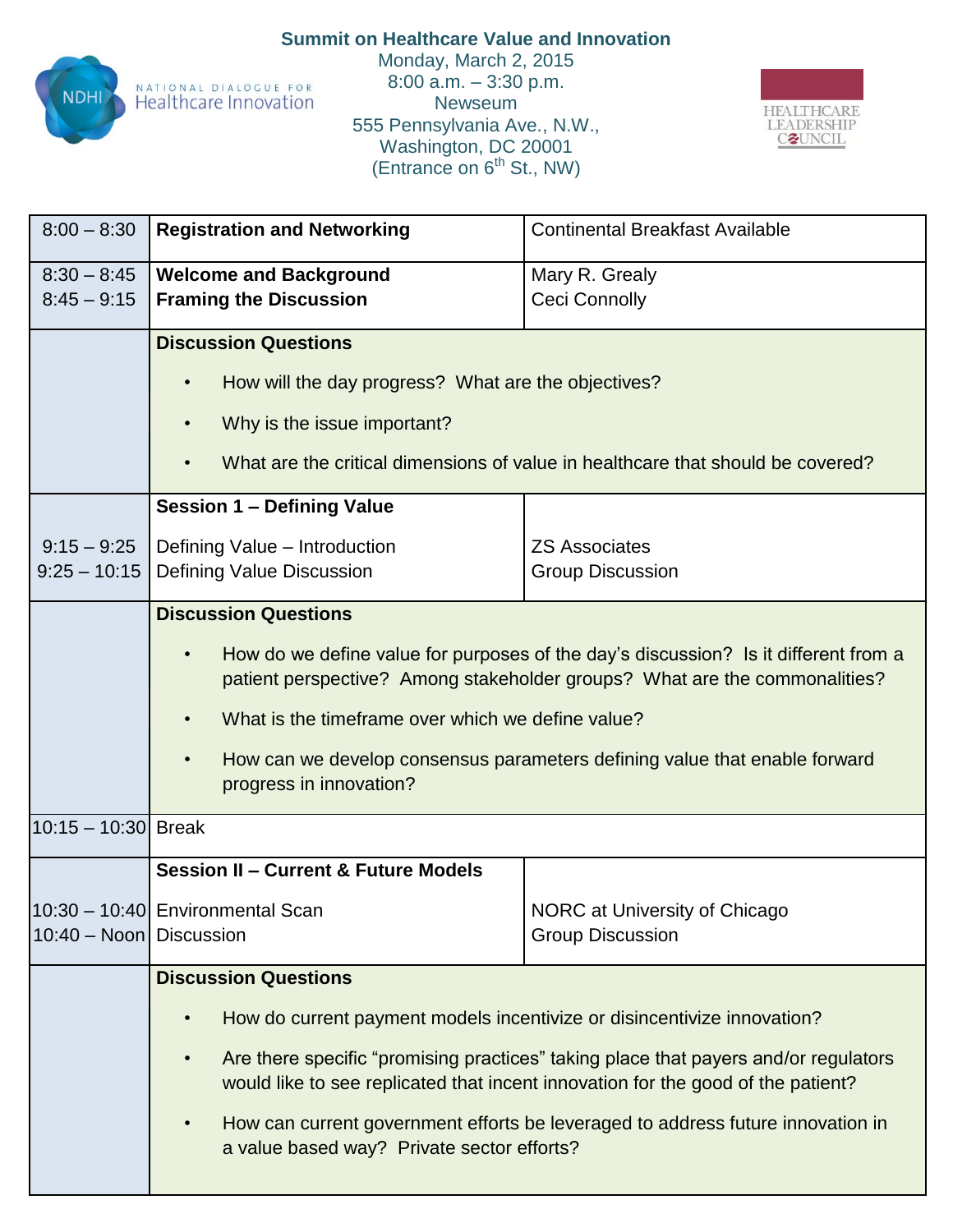# Summit on Healthcare Value and Innovation

Monday, March 2, 2015
8:00 a.m. – 3:30 p.m.
Newseum
555 Pennsylvania Ave., N.W.,
Washington, DC 20001
(Entrance on 6th St., NW)

NATIONAL DIALOGUE FOR Healthcare Innovation

HEALTHCARE LEADERSHIP COUNCIL

| Time | Session | Speaker |
|---|---|---|
| 8:00 – 8:30 | **Registration and Networking** | Continental Breakfast Available |
| 8:30 – 8:45<br>8:45 – 9:15 | **Welcome and Background**<br>**Framing the Discussion** | Mary R. Grealy<br>Ceci Connolly |
| | **Discussion Questions**<br>• How will the day progress? What are the objectives?<br>• Why is the issue important?<br>• What are the critical dimensions of value in healthcare that should be covered? | |
| <br>9:15 – 9:25<br>9:25 – 10:15 | **Session 1 – Defining Value**<br>Defining Value – Introduction<br>Defining Value Discussion | <br>ZS Associates<br>Group Discussion |
| | **Discussion Questions**<br>• How do we define value for purposes of the day's discussion? Is it different from a patient perspective? Among stakeholder groups? What are the commonalities?<br>• What is the timeframe over which we define value?<br>• How can we develop consensus parameters defining value that enable forward progress in innovation? | |
| 10:15 – 10:30 | Break | |
| <br>10:30 – 10:40<br>10:40 – Noon | **Session II – Current & Future Models**<br>Environmental Scan<br>Discussion | <br>NORC at University of Chicago<br>Group Discussion |
| | **Discussion Questions**<br>• How do current payment models incentivize or disincentivize innovation?<br>• Are there specific "promising practices" taking place that payers and/or regulators would like to see replicated that incent innovation for the good of the patient?<br>• How can current government efforts be leveraged to address future innovation in a value based way? Private sector efforts? | |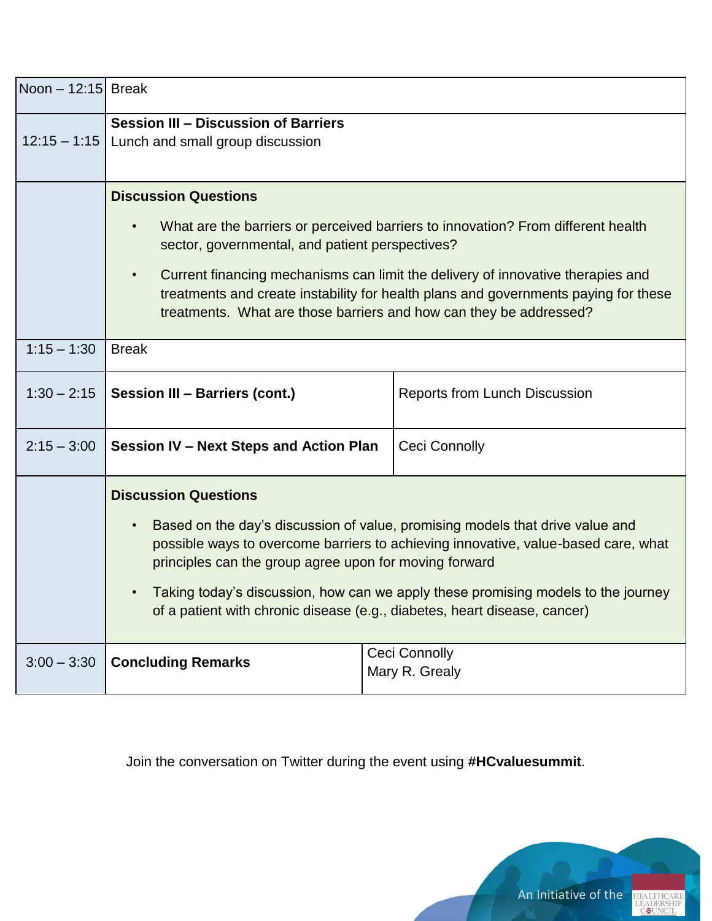| | | |
|---|---|---|
| Noon – 12:15 | Break | |
| 12:15 – 1:15 | **Session III – Discussion of Barriers**<br>Lunch and small group discussion | |
| | **Discussion Questions**<br>• What are the barriers or perceived barriers to innovation? From different health sector, governmental, and patient perspectives?<br>• Current financing mechanisms can limit the delivery of innovative therapies and treatments and create instability for health plans and governments paying for these treatments. What are those barriers and how can they be addressed? | |
| 1:15 – 1:30 | Break | |
| 1:30 – 2:15 | **Session III – Barriers (cont.)** | Reports from Lunch Discussion |
| 2:15 – 3:00 | **Session IV – Next Steps and Action Plan** | Ceci Connolly |
| | **Discussion Questions**<br>• Based on the day's discussion of value, promising models that drive value and possible ways to overcome barriers to achieving innovative, value-based care, what principles can the group agree upon for moving forward<br>• Taking today's discussion, how can we apply these promising models to the journey of a patient with chronic disease (e.g., diabetes, heart disease, cancer) | |
| 3:00 – 3:30 | **Concluding Remarks** | Ceci Connolly<br>Mary R. Grealy |

Join the conversation on Twitter during the event using **#HCvaluesummit**.

An Initiative of the HEALTHCARE LEADERSHIP COUNCIL